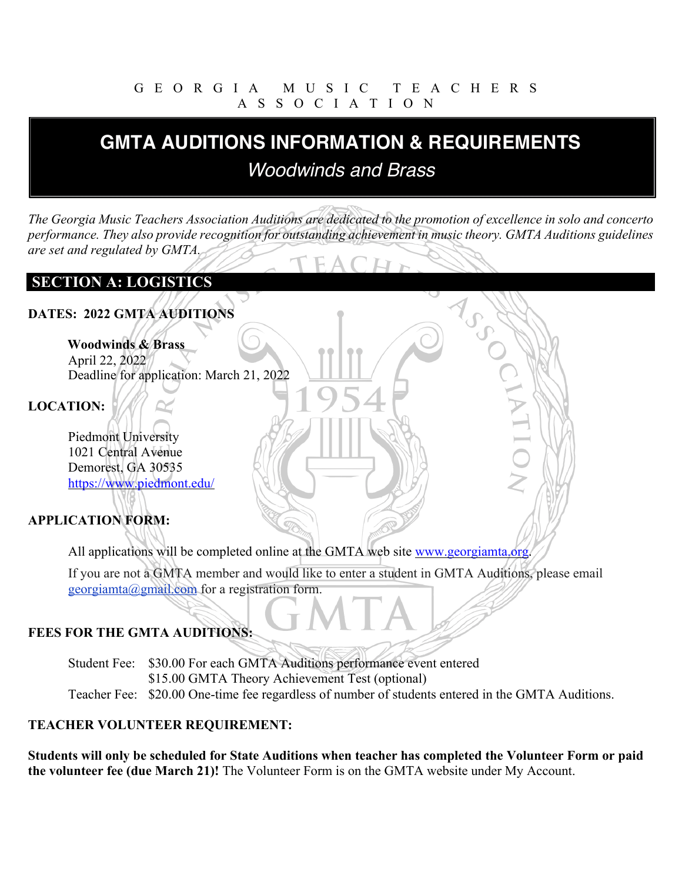GEORGIA MUSIC TEACHERS ASSOCIATION

# GMTA AUDITIONS INFORMATION & REQUIREMENTS

## *Woodwinds and Brass*

*The Georgia Music Teachers Association Auditions are dedicated to the promotion of excellence in solo and concerto performance. They also provide recognition for outstanding achievement in music theory. GMTA Auditions guidelines are set and regulated by GMTA.*

## SECTION A: LOGISTICS

**DATES: 2022 GMTA AUDITIONS**

**Woodwinds & Brass**
April 22, 2022
Deadline for application: March 21, 2022

**LOCATION:**

Piedmont University
1021 Central Avenue
Demorest, GA 30535
https://www.piedmont.edu/

**APPLICATION FORM:**

All applications will be completed online at the GMTA web site www.georgiamta.org.

If you are not a GMTA member and would like to enter a student in GMTA Auditions, please email georgiamta@gmail.com for a registration form.

**FEES FOR THE GMTA AUDITIONS:**

Student Fee: $30.00 For each GMTA Auditions performance event entered
$15.00 GMTA Theory Achievement Test (optional)
Teacher Fee: $20.00 One-time fee regardless of number of students entered in the GMTA Auditions.

**TEACHER VOLUNTEER REQUIREMENT:**

**Students will only be scheduled for State Auditions when teacher has completed the Volunteer Form or paid the volunteer fee (due March 21)!** The Volunteer Form is on the GMTA website under My Account.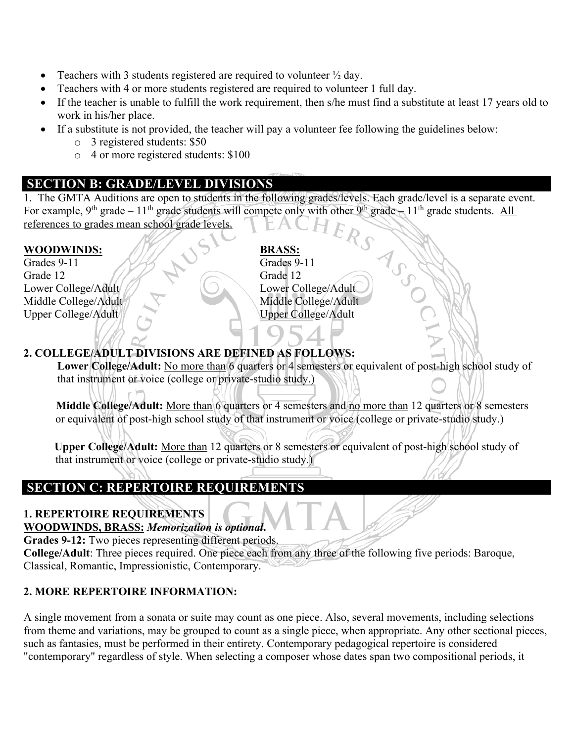- Teachers with 3 students registered are required to volunteer ½ day.
- Teachers with 4 or more students registered are required to volunteer 1 full day.
- If the teacher is unable to fulfill the work requirement, then s/he must find a substitute at least 17 years old to work in his/her place.
- If a substitute is not provided, the teacher will pay a volunteer fee following the guidelines below:
  - 3 registered students: $50
  - 4 or more registered students: $100

## SECTION B: GRADE/LEVEL DIVISIONS

1. The GMTA Auditions are open to students in the following grades/levels. Each grade/level is a separate event. For example, 9th grade – 11th grade students will compete only with other 9th grade – 11th grade students. <u>All references to grades mean school grade levels.</u>

**<u>WOODWINDS:</u>**
Grades 9-11
Grade 12
Lower College/Adult
Middle College/Adult
Upper College/Adult

**<u>BRASS:</u>**
Grades 9-11
Grade 12
Lower College/Adult
Middle College/Adult
Upper College/Adult

**2. COLLEGE/ADULT DIVISIONS ARE DEFINED AS FOLLOWS:**

**Lower College/Adult:** <u>No more than</u> 6 quarters or 4 semesters or equivalent of post-high school study of that instrument or voice (college or private-studio study.)

**Middle College/Adult:** <u>More than</u> 6 quarters or 4 semesters and <u>no more than</u> 12 quarters or 8 semesters or equivalent of post-high school study of that instrument or voice (college or private-studio study.)

**Upper College/Adult:** <u>More than</u> 12 quarters or 8 semesters or equivalent of post-high school study of that instrument or voice (college or private-studio study.)

## SECTION C: REPERTOIRE REQUIREMENTS

**1. REPERTOIRE REQUIREMENTS**
**<u>WOODWINDS, BRASS:</u>** ***Memorization is optional*.**
**Grades 9-12:** Two pieces representing different periods.
**College/Adult**: Three pieces required. One piece each from any three of the following five periods: Baroque, Classical, Romantic, Impressionistic, Contemporary.

**2. MORE REPERTOIRE INFORMATION:**

A single movement from a sonata or suite may count as one piece. Also, several movements, including selections from theme and variations, may be grouped to count as a single piece, when appropriate. Any other sectional pieces, such as fantasies, must be performed in their entirety. Contemporary pedagogical repertoire is considered "contemporary" regardless of style. When selecting a composer whose dates span two compositional periods, it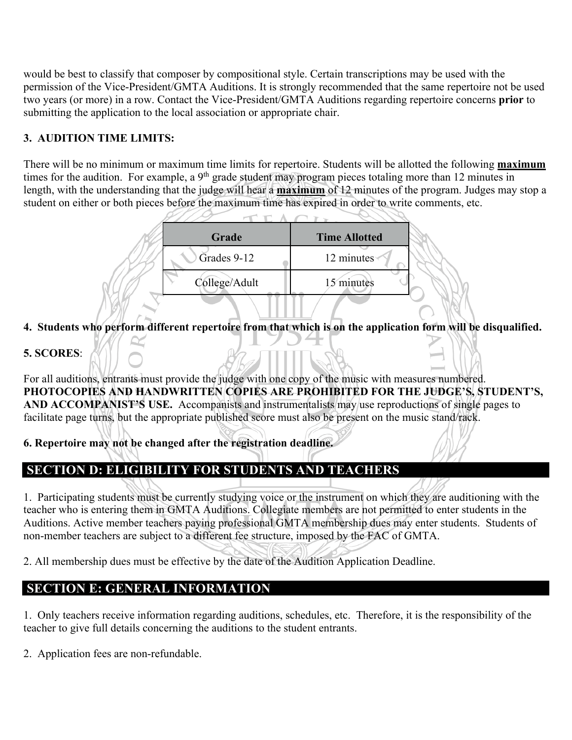would be best to classify that composer by compositional style. Certain transcriptions may be used with the permission of the Vice-President/GMTA Auditions. It is strongly recommended that the same repertoire not be used two years (or more) in a row. Contact the Vice-President/GMTA Auditions regarding repertoire concerns **prior** to submitting the application to the local association or appropriate chair.

**3. AUDITION TIME LIMITS:**

There will be no minimum or maximum time limits for repertoire. Students will be allotted the following **maximum** times for the audition. For example, a 9th grade student may program pieces totaling more than 12 minutes in length, with the understanding that the judge will hear a **maximum** of 12 minutes of the program. Judges may stop a student on either or both pieces before the maximum time has expired in order to write comments, etc.

| Grade | Time Allotted |
|---|---|
| Grades 9-12 | 12 minutes |
| College/Adult | 15 minutes |

**4. Students who perform different repertoire from that which is on the application form will be disqualified.**

**5. SCORES**:

For all auditions, entrants must provide the judge with one copy of the music with measures numbered. **PHOTOCOPIES AND HANDWRITTEN COPIES ARE PROHIBITED FOR THE JUDGE'S, STUDENT'S, AND ACCOMPANIST'S USE.** Accompanists and instrumentalists may use reproductions of single pages to facilitate page turns, but the appropriate published score must also be present on the music stand/rack.

**6. Repertoire may not be changed after the registration deadline.**

## SECTION D: ELIGIBILITY FOR STUDENTS AND TEACHERS

1. Participating students must be currently studying voice or the instrument on which they are auditioning with the teacher who is entering them in GMTA Auditions. Collegiate members are not permitted to enter students in the Auditions. Active member teachers paying professional GMTA membership dues may enter students. Students of non-member teachers are subject to a different fee structure, imposed by the FAC of GMTA.

2. All membership dues must be effective by the date of the Audition Application Deadline.

## SECTION E: GENERAL INFORMATION

1. Only teachers receive information regarding auditions, schedules, etc. Therefore, it is the responsibility of the teacher to give full details concerning the auditions to the student entrants.

2. Application fees are non-refundable.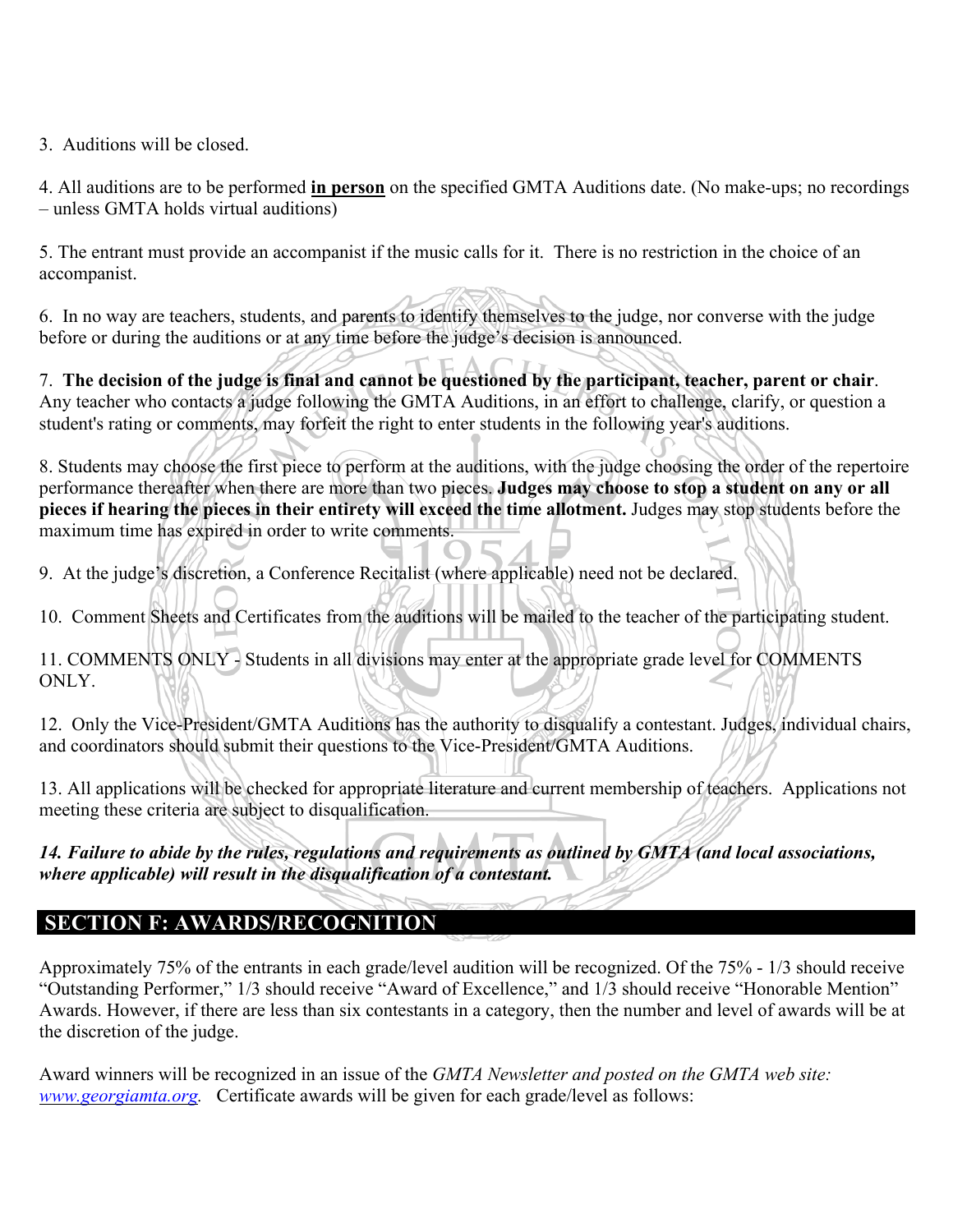3. Auditions will be closed.

4. All auditions are to be performed **in person** on the specified GMTA Auditions date. (No make-ups; no recordings – unless GMTA holds virtual auditions)

5. The entrant must provide an accompanist if the music calls for it. There is no restriction in the choice of an accompanist.

6. In no way are teachers, students, and parents to identify themselves to the judge, nor converse with the judge before or during the auditions or at any time before the judge's decision is announced.

7. **The decision of the judge is final and cannot be questioned by the participant, teacher, parent or chair**. Any teacher who contacts a judge following the GMTA Auditions, in an effort to challenge, clarify, or question a student's rating or comments, may forfeit the right to enter students in the following year's auditions.

8. Students may choose the first piece to perform at the auditions, with the judge choosing the order of the repertoire performance thereafter when there are more than two pieces. **Judges may choose to stop a student on any or all pieces if hearing the pieces in their entirety will exceed the time allotment.** Judges may stop students before the maximum time has expired in order to write comments.

9. At the judge's discretion, a Conference Recitalist (where applicable) need not be declared.

10. Comment Sheets and Certificates from the auditions will be mailed to the teacher of the participating student.

11. COMMENTS ONLY - Students in all divisions may enter at the appropriate grade level for COMMENTS ONLY.

12. Only the Vice-President/GMTA Auditions has the authority to disqualify a contestant. Judges, individual chairs, and coordinators should submit their questions to the Vice-President/GMTA Auditions.

13. All applications will be checked for appropriate literature and current membership of teachers. Applications not meeting these criteria are subject to disqualification.

***14. Failure to abide by the rules, regulations and requirements as outlined by GMTA (and local associations, where applicable) will result in the disqualification of a contestant.***

## SECTION F: AWARDS/RECOGNITION

Approximately 75% of the entrants in each grade/level audition will be recognized. Of the 75% - 1/3 should receive "Outstanding Performer," 1/3 should receive "Award of Excellence," and 1/3 should receive "Honorable Mention" Awards. However, if there are less than six contestants in a category, then the number and level of awards will be at the discretion of the judge.

Award winners will be recognized in an issue of the *GMTA Newsletter and posted on the GMTA web site: www.georgiamta.org.* Certificate awards will be given for each grade/level as follows: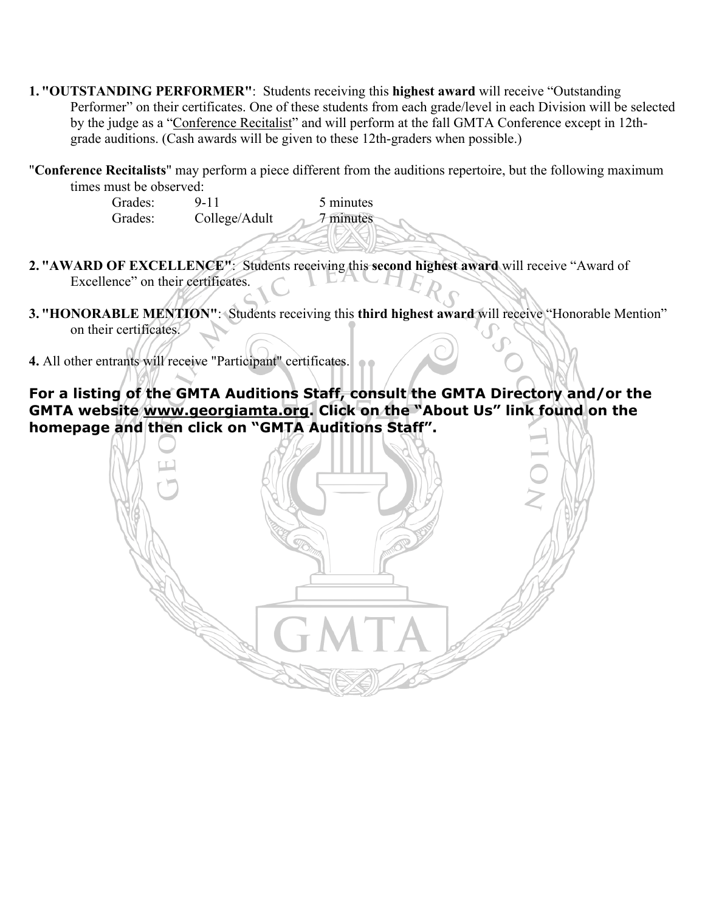1. **"OUTSTANDING PERFORMER"**: Students receiving this **highest award** will receive "Outstanding Performer" on their certificates. One of these students from each grade/level in each Division will be selected by the judge as a "Conference Recitalist" and will perform at the fall GMTA Conference except in 12th-grade auditions. (Cash awards will be given to these 12th-graders when possible.)

"**Conference Recitalists**" may perform a piece different from the auditions repertoire, but the following maximum times must be observed:

| | | |
|---|---|---|
| Grades: | 9-11 | 5 minutes |
| Grades: | College/Adult | 7 minutes |

2. **"AWARD OF EXCELLENCE"**: Students receiving this **second highest award** will receive "Award of Excellence" on their certificates.

3. **"HONORABLE MENTION"**: Students receiving this **third highest award** will receive "Honorable Mention" on their certificates.

4. All other entrants will receive "Participant" certificates.

**For a listing of the GMTA Auditions Staff, consult the GMTA Directory and/or the GMTA website www.georgiamta.org. Click on the "About Us" link found on the homepage and then click on "GMTA Auditions Staff".**